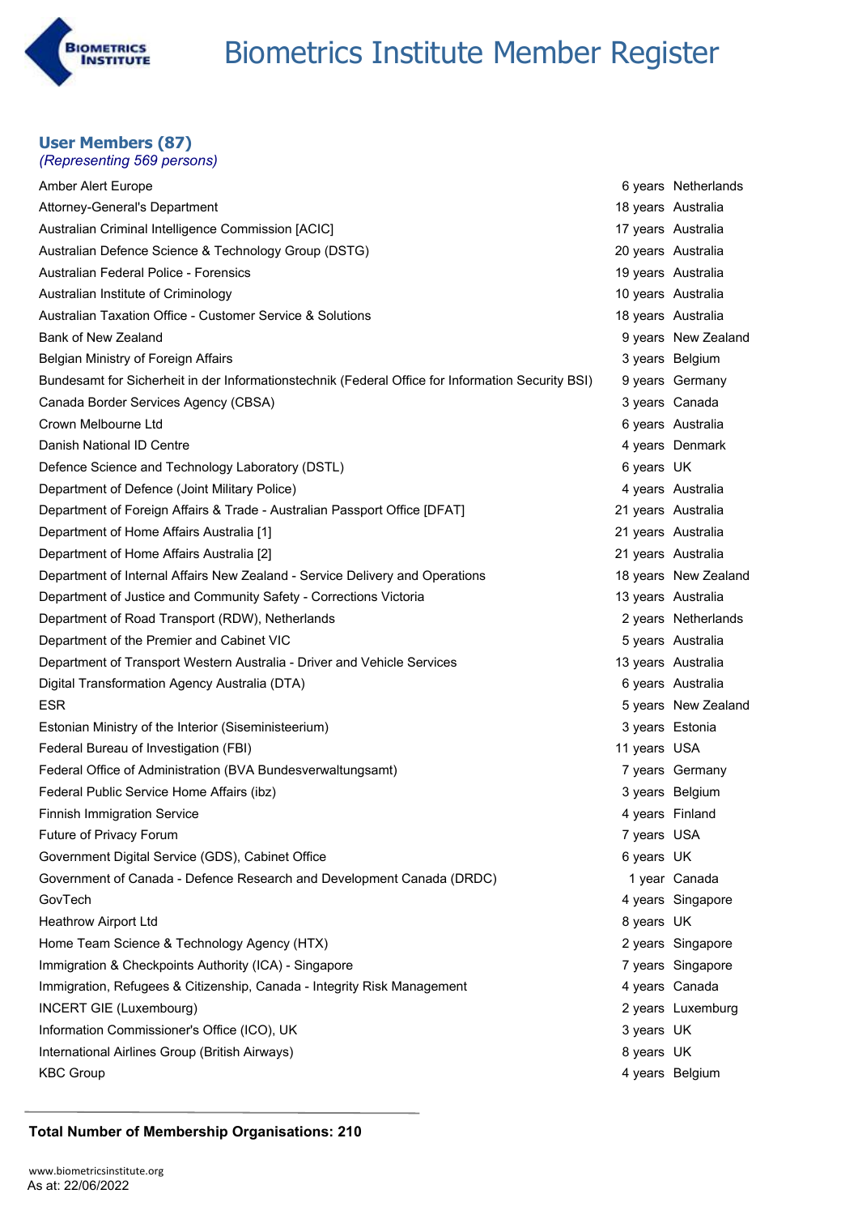# Biometrics Institute Member Register

## User Members (87)

*(Representing 569 persons)*

| Organisation | Membership | Country |
|---|---|---|
| Amber Alert Europe | 6 years | Netherlands |
| Attorney-General's Department | 18 years | Australia |
| Australian Criminal Intelligence Commission [ACIC] | 17 years | Australia |
| Australian Defence Science & Technology Group (DSTG) | 20 years | Australia |
| Australian Federal Police - Forensics | 19 years | Australia |
| Australian Institute of Criminology | 10 years | Australia |
| Australian Taxation Office - Customer Service & Solutions | 18 years | Australia |
| Bank of New Zealand | 9 years | New Zealand |
| Belgian Ministry of Foreign Affairs | 3 years | Belgium |
| Bundesamt für Sicherheit in der Informationstechnik (Federal Office for Information Security BSI) | 9 years | Germany |
| Canada Border Services Agency (CBSA) | 3 years | Canada |
| Crown Melbourne Ltd | 6 years | Australia |
| Danish National ID Centre | 4 years | Denmark |
| Defence Science and Technology Laboratory (DSTL) | 6 years | UK |
| Department of Defence (Joint Military Police) | 4 years | Australia |
| Department of Foreign Affairs & Trade - Australian Passport Office [DFAT] | 21 years | Australia |
| Department of Home Affairs Australia [1] | 21 years | Australia |
| Department of Home Affairs Australia [2] | 21 years | Australia |
| Department of Internal Affairs New Zealand - Service Delivery and Operations | 18 years | New Zealand |
| Department of Justice and Community Safety - Corrections Victoria | 13 years | Australia |
| Department of Road Transport (RDW), Netherlands | 2 years | Netherlands |
| Department of the Premier and Cabinet VIC | 5 years | Australia |
| Department of Transport Western Australia - Driver and Vehicle Services | 13 years | Australia |
| Digital Transformation Agency Australia (DTA) | 6 years | Australia |
| ESR | 5 years | New Zealand |
| Estonian Ministry of the Interior (Siseministeerium) | 3 years | Estonia |
| Federal Bureau of Investigation (FBI) | 11 years | USA |
| Federal Office of Administration (BVA Bundesverwaltungsamt) | 7 years | Germany |
| Federal Public Service Home Affairs (ibz) | 3 years | Belgium |
| Finnish Immigration Service | 4 years | Finland |
| Future of Privacy Forum | 7 years | USA |
| Government Digital Service (GDS), Cabinet Office | 6 years | UK |
| Government of Canada - Defence Research and Development Canada (DRDC) | 1 year | Canada |
| GovTech | 4 years | Singapore |
| Heathrow Airport Ltd | 8 years | UK |
| Home Team Science & Technology Agency (HTX) | 2 years | Singapore |
| Immigration & Checkpoints Authority (ICA) - Singapore | 7 years | Singapore |
| Immigration, Refugees & Citizenship, Canada - Integrity Risk Management | 4 years | Canada |
| INCERT GIE (Luxembourg) | 2 years | Luxemburg |
| Information Commissioner's Office (ICO), UK | 3 years | UK |
| International Airlines Group (British Airways) | 8 years | UK |
| KBC Group | 4 years | Belgium |

**Total Number of Membership Organisations: 210**

www.biometricsinstitute.org
As at: 22/06/2022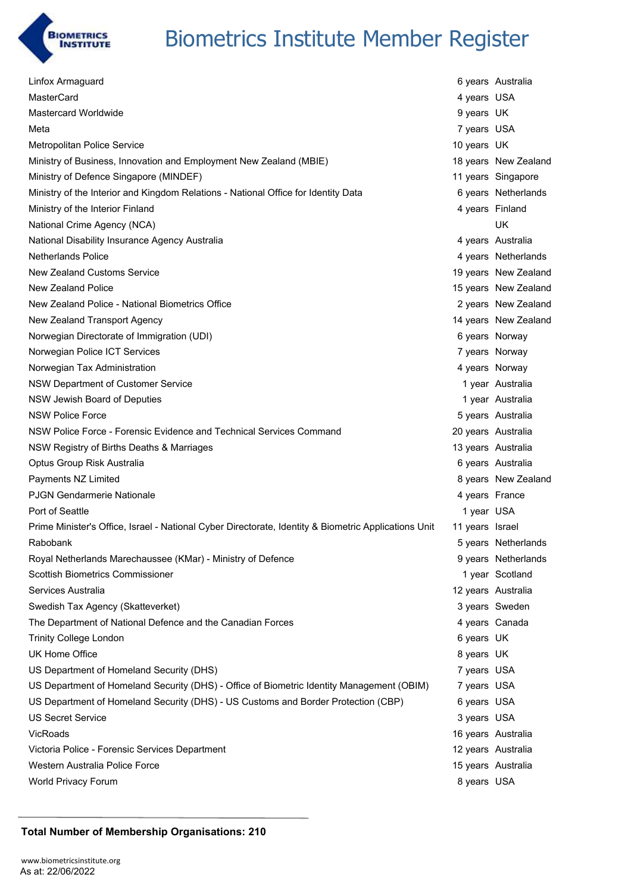# Biometrics Institute Member Register

| Organisation | Years | Country |
|---|---|---|
| Linfox Armaguard | 6 years | Australia |
| MasterCard | 4 years | USA |
| Mastercard Worldwide | 9 years | UK |
| Meta | 7 years | USA |
| Metropolitan Police Service | 10 years | UK |
| Ministry of Business, Innovation and Employment New Zealand (MBIE) | 18 years | New Zealand |
| Ministry of Defence Singapore (MINDEF) | 11 years | Singapore |
| Ministry of the Interior and Kingdom Relations - National Office for Identity Data | 6 years | Netherlands |
| Ministry of the Interior Finland | 4 years | Finland |
| National Crime Agency (NCA) | | UK |
| National Disability Insurance Agency Australia | 4 years | Australia |
| Netherlands Police | 4 years | Netherlands |
| New Zealand Customs Service | 19 years | New Zealand |
| New Zealand Police | 15 years | New Zealand |
| New Zealand Police - National Biometrics Office | 2 years | New Zealand |
| New Zealand Transport Agency | 14 years | New Zealand |
| Norwegian Directorate of Immigration (UDI) | 6 years | Norway |
| Norwegian Police ICT Services | 7 years | Norway |
| Norwegian Tax Administration | 4 years | Norway |
| NSW Department of Customer Service | 1 year | Australia |
| NSW Jewish Board of Deputies | 1 year | Australia |
| NSW Police Force | 5 years | Australia |
| NSW Police Force - Forensic Evidence and Technical Services Command | 20 years | Australia |
| NSW Registry of Births Deaths & Marriages | 13 years | Australia |
| Optus Group Risk Australia | 6 years | Australia |
| Payments NZ Limited | 8 years | New Zealand |
| PJGN Gendarmerie Nationale | 4 years | France |
| Port of Seattle | 1 year | USA |
| Prime Minister's Office, Israel - National Cyber Directorate, Identity & Biometric Applications Unit | 11 years | Israel |
| Rabobank | 5 years | Netherlands |
| Royal Netherlands Marechaussee (KMar) - Ministry of Defence | 9 years | Netherlands |
| Scottish Biometrics Commissioner | 1 year | Scotland |
| Services Australia | 12 years | Australia |
| Swedish Tax Agency (Skatteverket) | 3 years | Sweden |
| The Department of National Defence and the Canadian Forces | 4 years | Canada |
| Trinity College London | 6 years | UK |
| UK Home Office | 8 years | UK |
| US Department of Homeland Security (DHS) | 7 years | USA |
| US Department of Homeland Security (DHS) - Office of Biometric Identity Management (OBIM) | 7 years | USA |
| US Department of Homeland Security (DHS) - US Customs and Border Protection (CBP) | 6 years | USA |
| US Secret Service | 3 years | USA |
| VicRoads | 16 years | Australia |
| Victoria Police - Forensic Services Department | 12 years | Australia |
| Western Australia Police Force | 15 years | Australia |
| World Privacy Forum | 8 years | USA |

**Total Number of Membership Organisations: 210**

www.biometricsinstitute.org
As at: 22/06/2022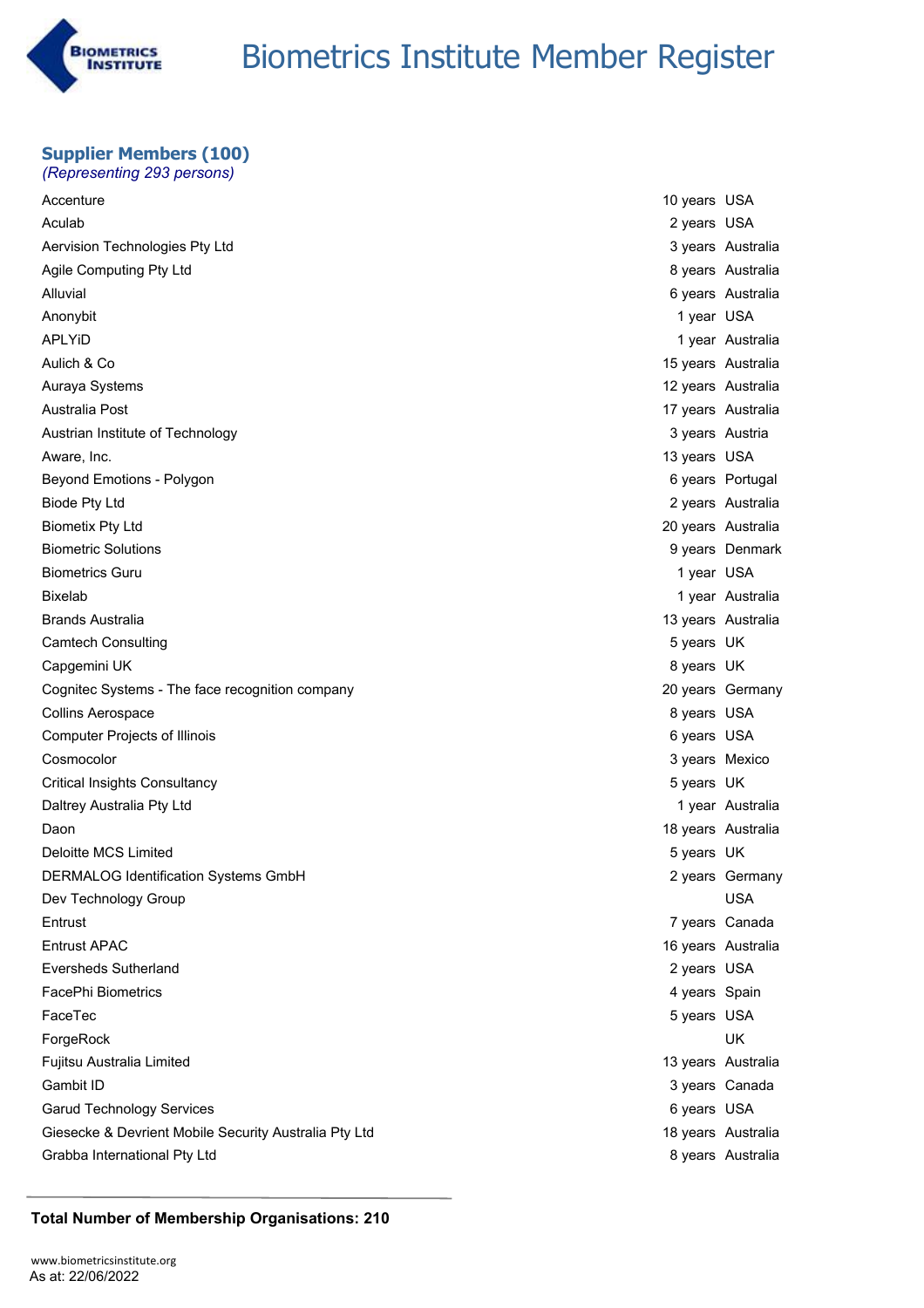# Biometrics Institute Member Register

## Supplier Members (100)

*(Representing 293 persons)*

| Organisation | Years | Country |
|---|---|---|
| Accenture | 10 years | USA |
| Aculab | 2 years | USA |
| Aervision Technologies Pty Ltd | 3 years | Australia |
| Agile Computing Pty Ltd | 8 years | Australia |
| Alluvial | 6 years | Australia |
| Anonybit | 1 year | USA |
| APLYiD | 1 year | Australia |
| Aulich & Co | 15 years | Australia |
| Auraya Systems | 12 years | Australia |
| Australia Post | 17 years | Australia |
| Austrian Institute of Technology | 3 years | Austria |
| Aware, Inc. | 13 years | USA |
| Beyond Emotions - Polygon | 6 years | Portugal |
| Biode Pty Ltd | 2 years | Australia |
| Biometix Pty Ltd | 20 years | Australia |
| Biometric Solutions | 9 years | Denmark |
| Biometrics Guru | 1 year | USA |
| Bixelab | 1 year | Australia |
| Brands Australia | 13 years | Australia |
| Camtech Consulting | 5 years | UK |
| Capgemini UK | 8 years | UK |
| Cognitec Systems - The face recognition company | 20 years | Germany |
| Collins Aerospace | 8 years | USA |
| Computer Projects of Illinois | 6 years | USA |
| Cosmocolor | 3 years | Mexico |
| Critical Insights Consultancy | 5 years | UK |
| Daltrey Australia Pty Ltd | 1 year | Australia |
| Daon | 18 years | Australia |
| Deloitte MCS Limited | 5 years | UK |
| DERMALOG Identification Systems GmbH | 2 years | Germany |
| Dev Technology Group | | USA |
| Entrust | 7 years | Canada |
| Entrust APAC | 16 years | Australia |
| Eversheds Sutherland | 2 years | USA |
| FacePhi Biometrics | 4 years | Spain |
| FaceTec | 5 years | USA |
| ForgeRock | | UK |
| Fujitsu Australia Limited | 13 years | Australia |
| Gambit ID | 3 years | Canada |
| Garud Technology Services | 6 years | USA |
| Giesecke & Devrient Mobile Security Australia Pty Ltd | 18 years | Australia |
| Grabba International Pty Ltd | 8 years | Australia |

**Total Number of Membership Organisations: 210**

www.biometricsinstitute.org
As at: 22/06/2022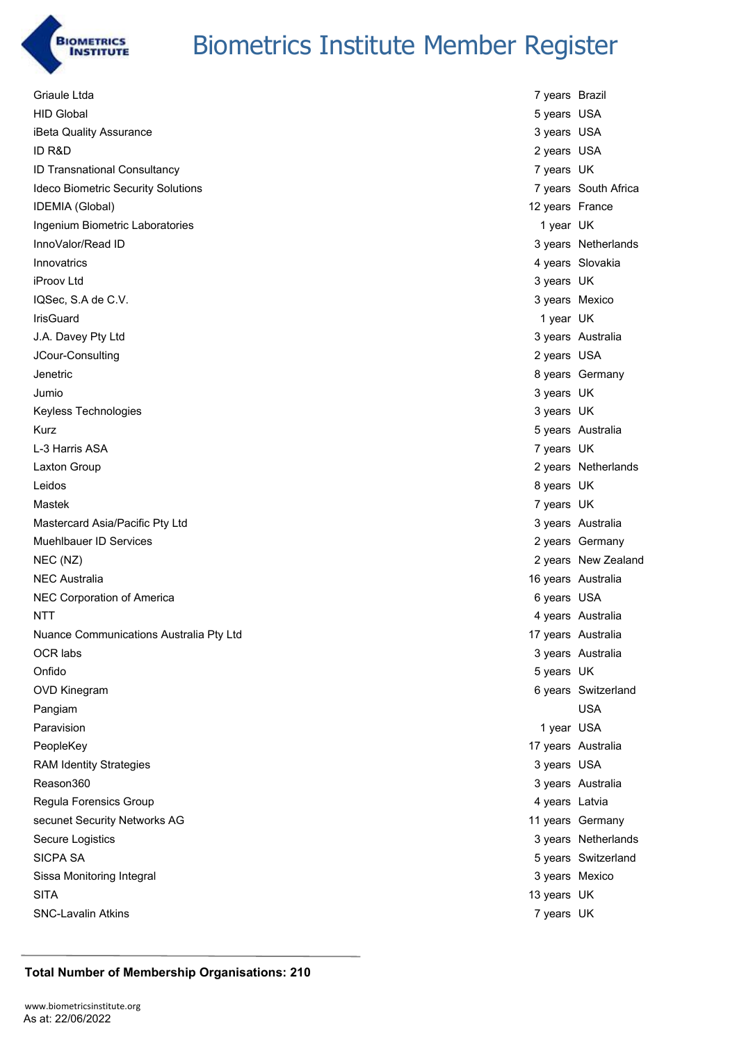# Biometrics Institute Member Register

| Organisation | Membership | Country |
| --- | --- | --- |
| Griaule Ltda | 7 years | Brazil |
| HID Global | 5 years | USA |
| iBeta Quality Assurance | 3 years | USA |
| ID R&D | 2 years | USA |
| ID Transnational Consultancy | 7 years | UK |
| Ideco Biometric Security Solutions | 7 years | South Africa |
| IDEMIA (Global) | 12 years | France |
| Ingenium Biometric Laboratories | 1 year | UK |
| InnoValor/Read ID | 3 years | Netherlands |
| Innovatrics | 4 years | Slovakia |
| iProov Ltd | 3 years | UK |
| IQSec, S.A de C.V. | 3 years | Mexico |
| IrisGuard | 1 year | UK |
| J.A. Davey Pty Ltd | 3 years | Australia |
| JCour-Consulting | 2 years | USA |
| Jenetric | 8 years | Germany |
| Jumio | 3 years | UK |
| Keyless Technologies | 3 years | UK |
| Kurz | 5 years | Australia |
| L-3 Harris ASA | 7 years | UK |
| Laxton Group | 2 years | Netherlands |
| Leidos | 8 years | UK |
| Mastek | 7 years | UK |
| Mastercard Asia/Pacific Pty Ltd | 3 years | Australia |
| Muehlbauer ID Services | 2 years | Germany |
| NEC (NZ) | 2 years | New Zealand |
| NEC Australia | 16 years | Australia |
| NEC Corporation of America | 6 years | USA |
| NTT | 4 years | Australia |
| Nuance Communications Australia Pty Ltd | 17 years | Australia |
| OCR labs | 3 years | Australia |
| Onfido | 5 years | UK |
| OVD Kinegram | 6 years | Switzerland |
| Pangiam | | USA |
| Paravision | 1 year | USA |
| PeopleKey | 17 years | Australia |
| RAM Identity Strategies | 3 years | USA |
| Reason360 | 3 years | Australia |
| Regula Forensics Group | 4 years | Latvia |
| secunet Security Networks AG | 11 years | Germany |
| Secure Logistics | 3 years | Netherlands |
| SICPA SA | 5 years | Switzerland |
| Sissa Monitoring Integral | 3 years | Mexico |
| SITA | 13 years | UK |
| SNC-Lavalin Atkins | 7 years | UK |

**Total Number of Membership Organisations: 210**

www.biometricsinstitute.org
As at: 22/06/2022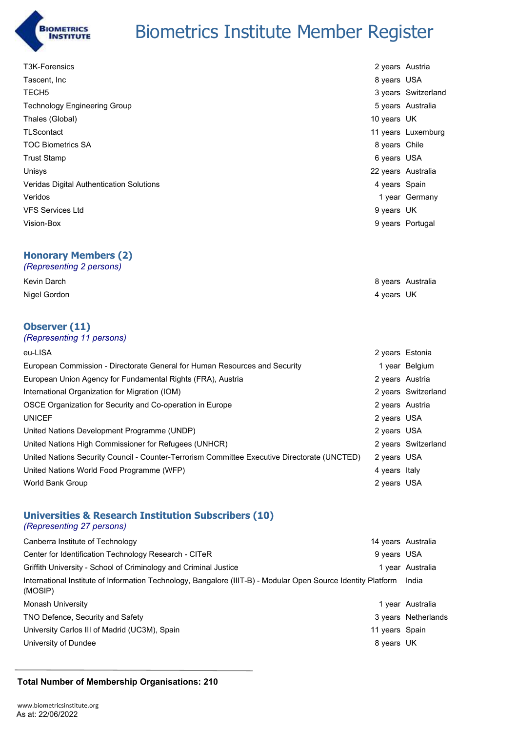# Biometrics Institute Member Register

| | | |
|---|---|---|
| T3K-Forensics | 2 years | Austria |
| Tascent, Inc | 8 years | USA |
| TECH5 | 3 years | Switzerland |
| Technology Engineering Group | 5 years | Australia |
| Thales (Global) | 10 years | UK |
| TLScontact | 11 years | Luxemburg |
| TOC Biometrics SA | 8 years | Chile |
| Trust Stamp | 6 years | USA |
| Unisys | 22 years | Australia |
| Veridas Digital Authentication Solutions | 4 years | Spain |
| Veridos | 1 year | Germany |
| VFS Services Ltd | 9 years | UK |
| Vision-Box | 9 years | Portugal |

## Honorary Members (2)

*(Representing 2 persons)*

| | | |
|---|---|---|
| Kevin Darch | 8 years | Australia |
| Nigel Gordon | 4 years | UK |

## Observer (11)

*(Representing 11 persons)*

| | | |
|---|---|---|
| eu-LISA | 2 years | Estonia |
| European Commission - Directorate General for Human Resources and Security | 1 year | Belgium |
| European Union Agency for Fundamental Rights (FRA), Austria | 2 years | Austria |
| International Organization for Migration (IOM) | 2 years | Switzerland |
| OSCE Organization for Security and Co-operation in Europe | 2 years | Austria |
| UNICEF | 2 years | USA |
| United Nations Development Programme (UNDP) | 2 years | USA |
| United Nations High Commissioner for Refugees (UNHCR) | 2 years | Switzerland |
| United Nations Security Council - Counter-Terrorism Committee Executive Directorate (UNCTED) | 2 years | USA |
| United Nations World Food Programme (WFP) | 4 years | Italy |
| World Bank Group | 2 years | USA |

## Universities & Research Institution Subscribers (10)

*(Representing 27 persons)*

| | | |
|---|---|---|
| Canberra Institute of Technology | 14 years | Australia |
| Center for Identification Technology Research - CITeR | 9 years | USA |
| Griffith University - School of Criminology and Criminal Justice | 1 year | Australia |
| International Institute of Information Technology, Bangalore (IIIT-B) - Modular Open Source Identity Platform (MOSIP) | | India |
| Monash University | 1 year | Australia |
| TNO Defence, Security and Safety | 3 years | Netherlands |
| University Carlos III of Madrid (UC3M), Spain | 11 years | Spain |
| University of Dundee | 8 years | UK |

**Total Number of Membership Organisations: 210**

www.biometricsinstitute.org
As at: 22/06/2022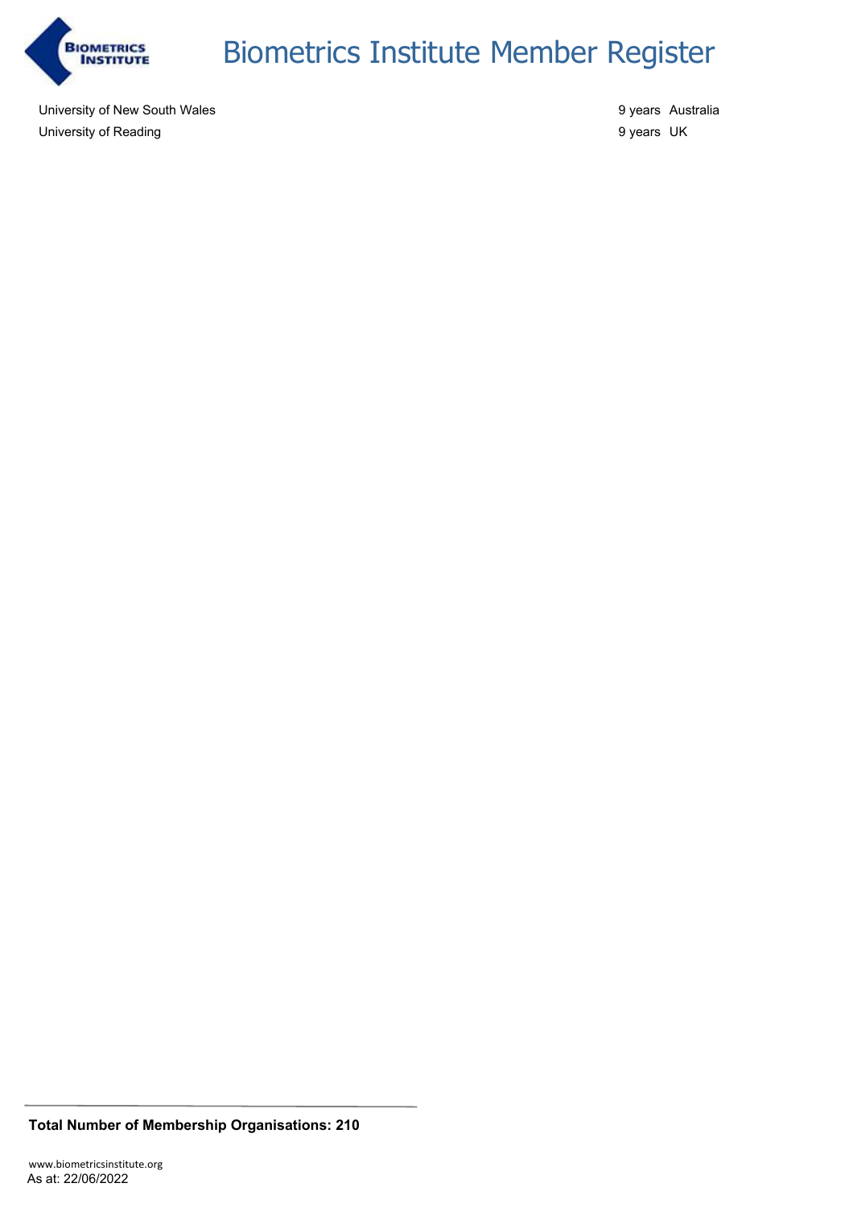| | | |
|---|---|---|
| University of New South Wales | 9 years | Australia |
| University of Reading | 9 years | UK |

**Total Number of Membership Organisations: 210**

www.biometricsinstitute.org

As at: 22/06/2022